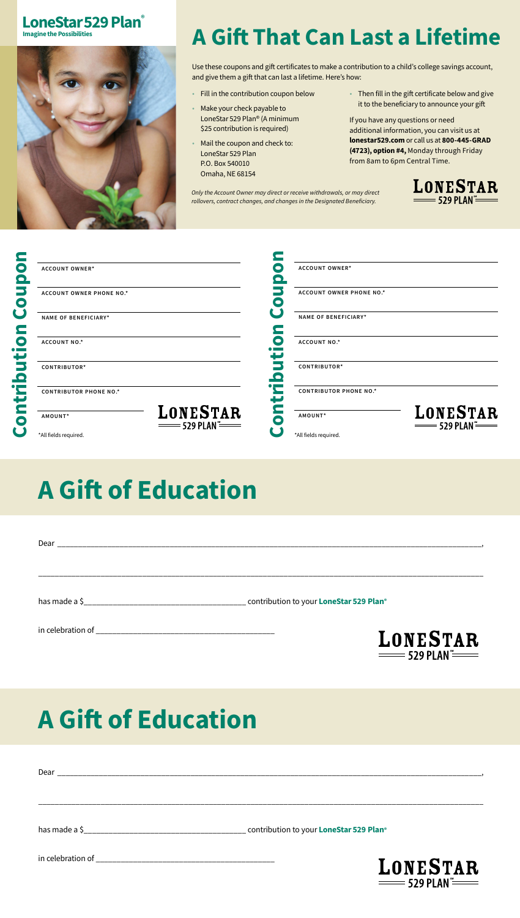**LoneStar 529 Plan®**
Imagine the Possibilities

# A Gift That Can Last a Lifetime

Use these coupons and gift certificates to make a contribution to a child's college savings account, and give them a gift that can last a lifetime. Here's how:

- Fill in the contribution coupon below
- Make your check payable to LoneStar 529 Plan® (A minimum $25 contribution is required)
- Mail the coupon and check to: LoneStar 529 Plan P.O. Box 540010 Omaha, NE 68154
- Then fill in the gift certificate below and give it to the beneficiary to announce your gift

If you have any questions or need additional information, you can visit us at **lonestar529.com** or call us at **800-445-GRAD (4723), option #4,** Monday through Friday from 8am to 6pm Central Time.

*Only the Account Owner may direct or receive withdrawals, or may direct rollovers, contract changes, and changes in the Designated Beneficiary.*

LONESTAR 529 PLAN℠

## Contribution Coupon

ACCOUNT OWNER* ______________________

ACCOUNT OWNER PHONE NO.* ______________________

NAME OF BENEFICIARY* ______________________

ACCOUNT NO.* ______________________

CONTRIBUTOR* ______________________

CONTRIBUTOR PHONE NO.* ______________________

AMOUNT* ______________________

LONESTAR 529 PLAN℠

*All fields required.

## Contribution Coupon

ACCOUNT OWNER* ______________________

ACCOUNT OWNER PHONE NO.* ______________________

NAME OF BENEFICIARY* ______________________

ACCOUNT NO.* ______________________

CONTRIBUTOR* ______________________

CONTRIBUTOR PHONE NO.* ______________________

AMOUNT* ______________________

LONESTAR 529 PLAN℠

*All fields required.

# A Gift of Education

Dear ______________________________________________,

______________________________________________

has made a $______________________ contribution to your **LoneStar 529 Plan®**

in celebration of ______________________

LONESTAR 529 PLAN℠

# A Gift of Education

Dear ______________________________________________,

______________________________________________

has made a $______________________ contribution to your **LoneStar 529 Plan®**

in celebration of ______________________

LONESTAR 529 PLAN℠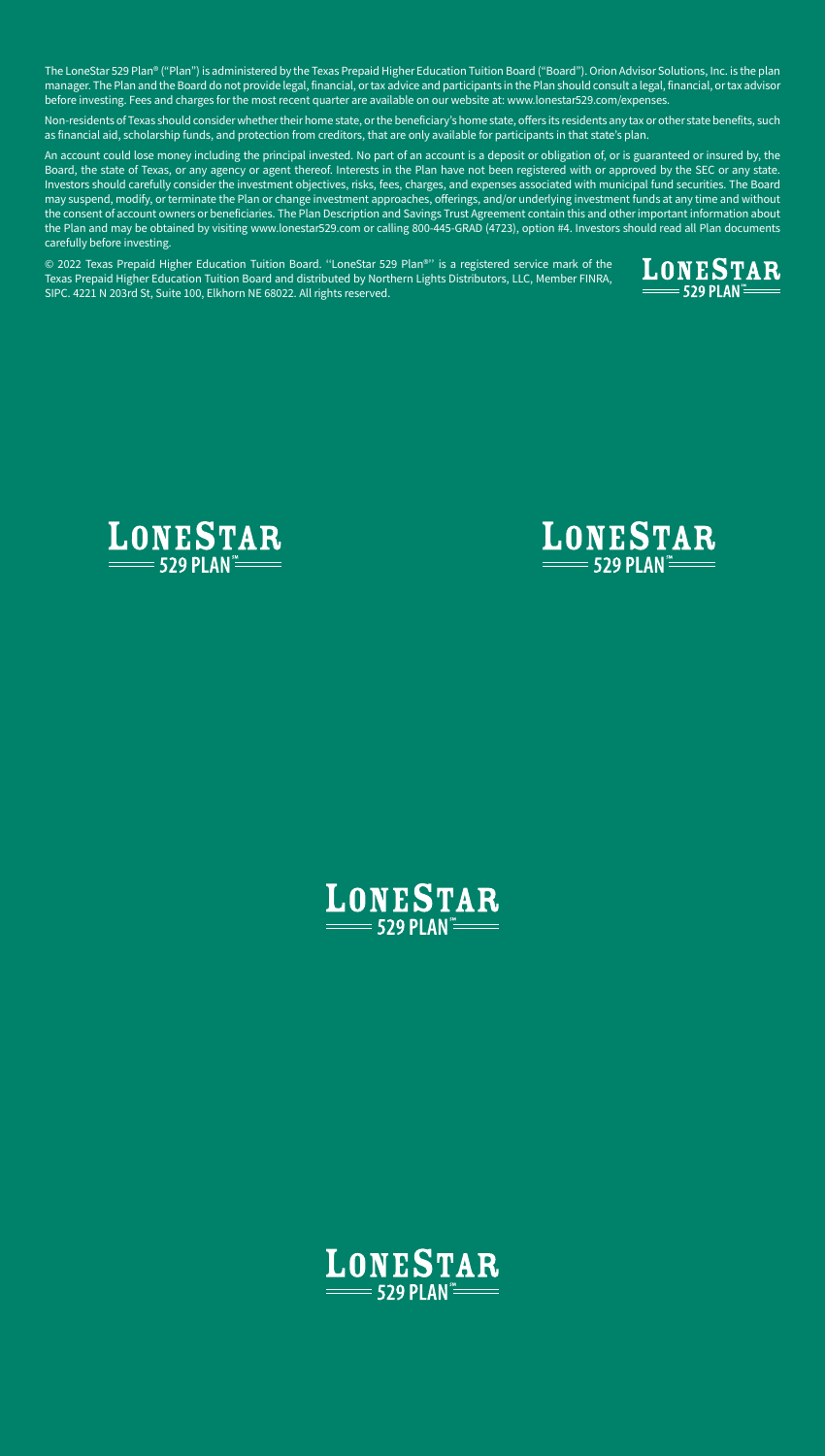The LoneStar 529 Plan® ("Plan") is administered by the Texas Prepaid Higher Education Tuition Board ("Board"). Orion Advisor Solutions, Inc. is the plan manager. The Plan and the Board do not provide legal, financial, or tax advice and participants in the Plan should consult a legal, financial, or tax advisor before investing. Fees and charges for the most recent quarter are available on our website at: www.lonestar529.com/expenses.

Non-residents of Texas should consider whether their home state, or the beneficiary's home state, offers its residents any tax or other state benefits, such as financial aid, scholarship funds, and protection from creditors, that are only available for participants in that state's plan.

An account could lose money including the principal invested. No part of an account is a deposit or obligation of, or is guaranteed or insured by, the Board, the state of Texas, or any agency or agent thereof. Interests in the Plan have not been registered with or approved by the SEC or any state. Investors should carefully consider the investment objectives, risks, fees, charges, and expenses associated with municipal fund securities. The Board may suspend, modify, or terminate the Plan or change investment approaches, offerings, and/or underlying investment funds at any time and without the consent of account owners or beneficiaries. The Plan Description and Savings Trust Agreement contain this and other important information about the Plan and may be obtained by visiting www.lonestar529.com or calling 800-445-GRAD (4723), option #4. Investors should read all Plan documents carefully before investing.

© 2022 Texas Prepaid Higher Education Tuition Board. "LoneStar 529 Plan®" is a registered service mark of the Texas Prepaid Higher Education Tuition Board and distributed by Northern Lights Distributors, LLC, Member FINRA, SIPC. 4221 N 203rd St, Suite 100, Elkhorn NE 68022. All rights reserved.

LONESTAR 529 PLAN℠

LONESTAR 529 PLAN℠

LONESTAR 529 PLAN℠

LONESTAR 529 PLAN℠

LONESTAR 529 PLAN℠